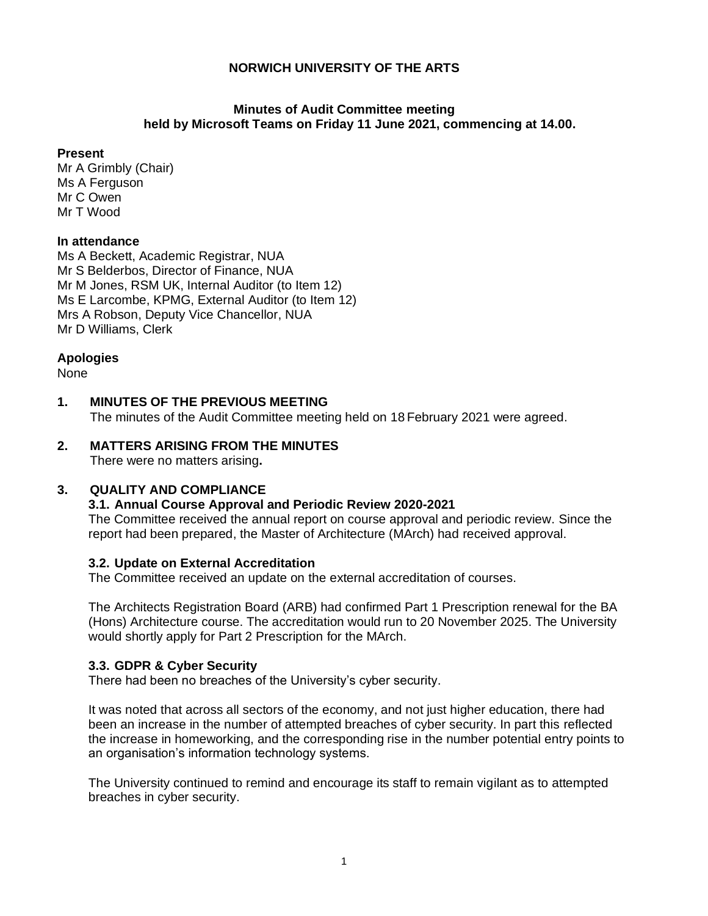# NORWICH UNIVERSITY OF THE ARTS

## Minutes of Audit Committee meeting held by Microsoft Teams on Friday 11 June 2021, commencing at 14.00.

**Present**
Mr A Grimbly (Chair)
Ms A Ferguson
Mr C Owen
Mr T Wood

**In attendance**
Ms A Beckett, Academic Registrar, NUA
Mr S Belderbos, Director of Finance, NUA
Mr M Jones, RSM UK, Internal Auditor (to Item 12)
Ms E Larcombe, KPMG, External Auditor (to Item 12)
Mrs A Robson, Deputy Vice Chancellor, NUA
Mr D Williams, Clerk

**Apologies**
None

### 1. MINUTES OF THE PREVIOUS MEETING

The minutes of the Audit Committee meeting held on 18 February 2021 were agreed.

### 2. MATTERS ARISING FROM THE MINUTES

There were no matters arising**.**

### 3. QUALITY AND COMPLIANCE

#### 3.1. Annual Course Approval and Periodic Review 2020-2021

The Committee received the annual report on course approval and periodic review. Since the report had been prepared, the Master of Architecture (MArch) had received approval.

#### 3.2. Update on External Accreditation

The Committee received an update on the external accreditation of courses.

The Architects Registration Board (ARB) had confirmed Part 1 Prescription renewal for the BA (Hons) Architecture course. The accreditation would run to 20 November 2025. The University would shortly apply for Part 2 Prescription for the MArch.

#### 3.3. GDPR & Cyber Security

There had been no breaches of the University's cyber security.

It was noted that across all sectors of the economy, and not just higher education, there had been an increase in the number of attempted breaches of cyber security. In part this reflected the increase in homeworking, and the corresponding rise in the number potential entry points to an organisation's information technology systems.

The University continued to remind and encourage its staff to remain vigilant as to attempted breaches in cyber security.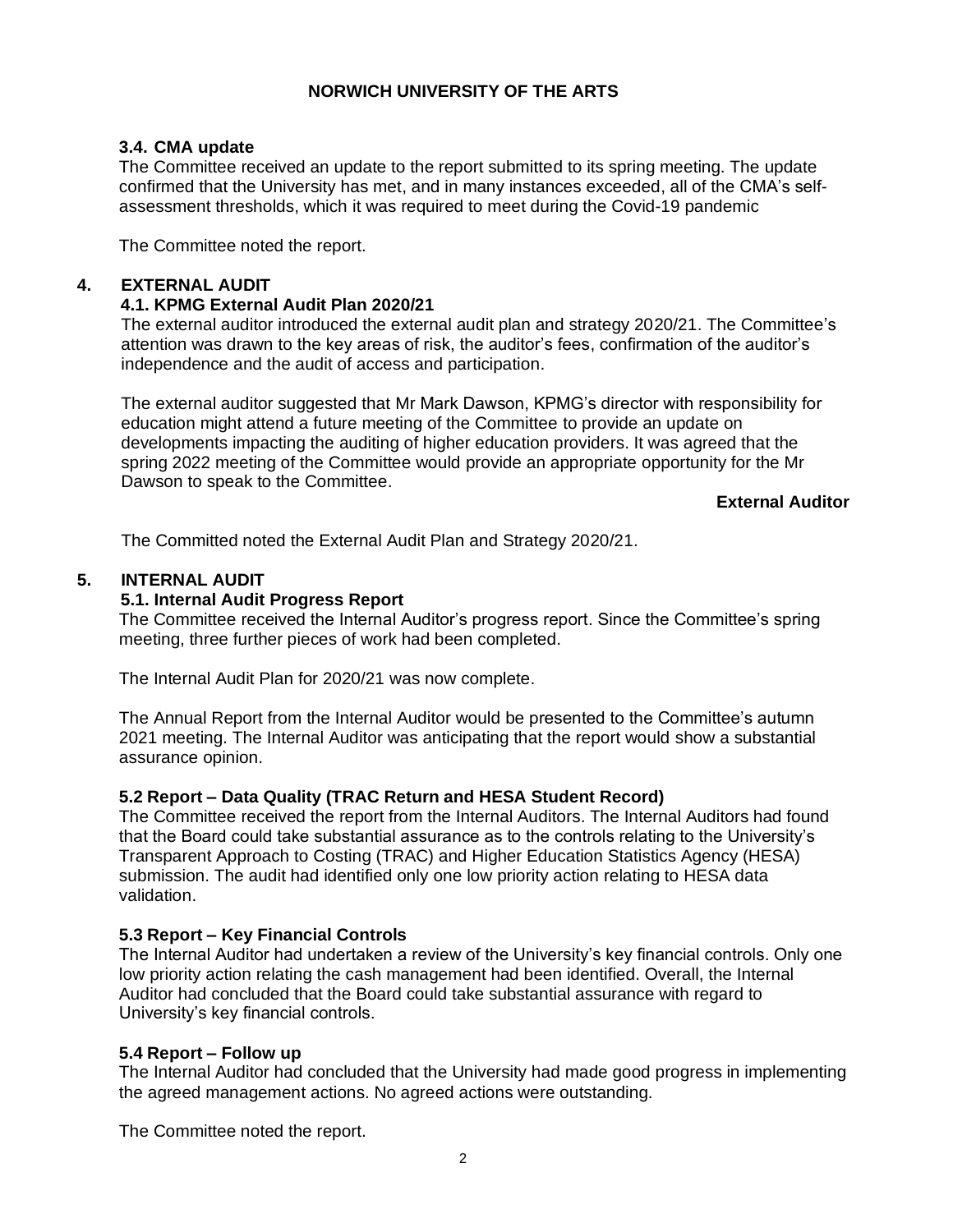**NORWICH UNIVERSITY OF THE ARTS**

### 3.4. CMA update

The Committee received an update to the report submitted to its spring meeting. The update confirmed that the University has met, and in many instances exceeded, all of the CMA's self-assessment thresholds, which it was required to meet during the Covid-19 pandemic

The Committee noted the report.

## 4. EXTERNAL AUDIT

### 4.1. KPMG External Audit Plan 2020/21

The external auditor introduced the external audit plan and strategy 2020/21. The Committee's attention was drawn to the key areas of risk, the auditor's fees, confirmation of the auditor's independence and the audit of access and participation.

The external auditor suggested that Mr Mark Dawson, KPMG's director with responsibility for education might attend a future meeting of the Committee to provide an update on developments impacting the auditing of higher education providers. It was agreed that the spring 2022 meeting of the Committee would provide an appropriate opportunity for the Mr Dawson to speak to the Committee.

**External Auditor**

The Committed noted the External Audit Plan and Strategy 2020/21.

## 5. INTERNAL AUDIT

### 5.1. Internal Audit Progress Report

The Committee received the Internal Auditor's progress report. Since the Committee's spring meeting, three further pieces of work had been completed.

The Internal Audit Plan for 2020/21 was now complete.

The Annual Report from the Internal Auditor would be presented to the Committee's autumn 2021 meeting. The Internal Auditor was anticipating that the report would show a substantial assurance opinion.

### 5.2 Report – Data Quality (TRAC Return and HESA Student Record)

The Committee received the report from the Internal Auditors. The Internal Auditors had found that the Board could take substantial assurance as to the controls relating to the University's Transparent Approach to Costing (TRAC) and Higher Education Statistics Agency (HESA) submission. The audit had identified only one low priority action relating to HESA data validation.

### 5.3 Report – Key Financial Controls

The Internal Auditor had undertaken a review of the University's key financial controls. Only one low priority action relating the cash management had been identified. Overall, the Internal Auditor had concluded that the Board could take substantial assurance with regard to University's key financial controls.

### 5.4 Report – Follow up

The Internal Auditor had concluded that the University had made good progress in implementing the agreed management actions. No agreed actions were outstanding.

The Committee noted the report.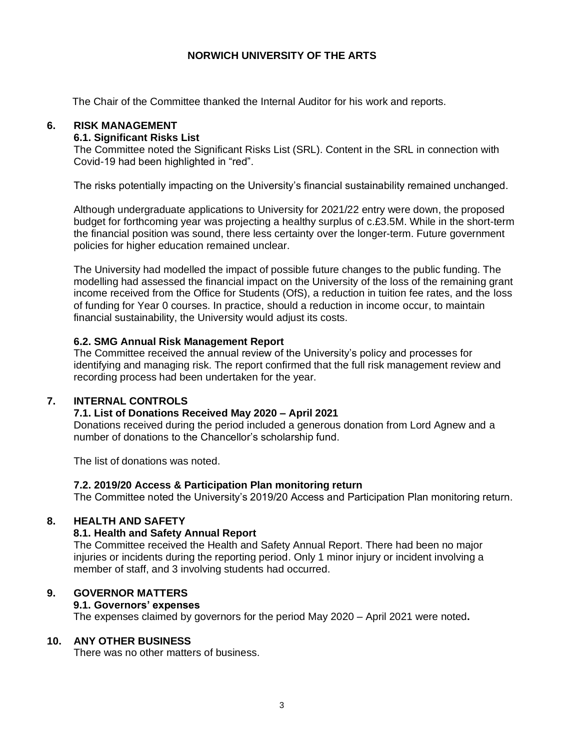**NORWICH UNIVERSITY OF THE ARTS**

The Chair of the Committee thanked the Internal Auditor for his work and reports.

## 6. RISK MANAGEMENT

### 6.1. Significant Risks List

The Committee noted the Significant Risks List (SRL). Content in the SRL in connection with Covid-19 had been highlighted in "red".

The risks potentially impacting on the University's financial sustainability remained unchanged.

Although undergraduate applications to University for 2021/22 entry were down, the proposed budget for forthcoming year was projecting a healthy surplus of c.£3.5M. While in the short-term the financial position was sound, there less certainty over the longer-term. Future government policies for higher education remained unclear.

The University had modelled the impact of possible future changes to the public funding. The modelling had assessed the financial impact on the University of the loss of the remaining grant income received from the Office for Students (OfS), a reduction in tuition fee rates, and the loss of funding for Year 0 courses. In practice, should a reduction in income occur, to maintain financial sustainability, the University would adjust its costs.

### 6.2. SMG Annual Risk Management Report

The Committee received the annual review of the University's policy and processes for identifying and managing risk. The report confirmed that the full risk management review and recording process had been undertaken for the year.

## 7. INTERNAL CONTROLS

### 7.1. List of Donations Received May 2020 – April 2021

Donations received during the period included a generous donation from Lord Agnew and a number of donations to the Chancellor's scholarship fund.

The list of donations was noted.

### 7.2. 2019/20 Access & Participation Plan monitoring return

The Committee noted the University's 2019/20 Access and Participation Plan monitoring return.

## 8. HEALTH AND SAFETY

### 8.1. Health and Safety Annual Report

The Committee received the Health and Safety Annual Report. There had been no major injuries or incidents during the reporting period. Only 1 minor injury or incident involving a member of staff, and 3 involving students had occurred.

## 9. GOVERNOR MATTERS

### 9.1. Governors' expenses

The expenses claimed by governors for the period May 2020 – April 2021 were noted**.**

## 10. ANY OTHER BUSINESS

There was no other matters of business.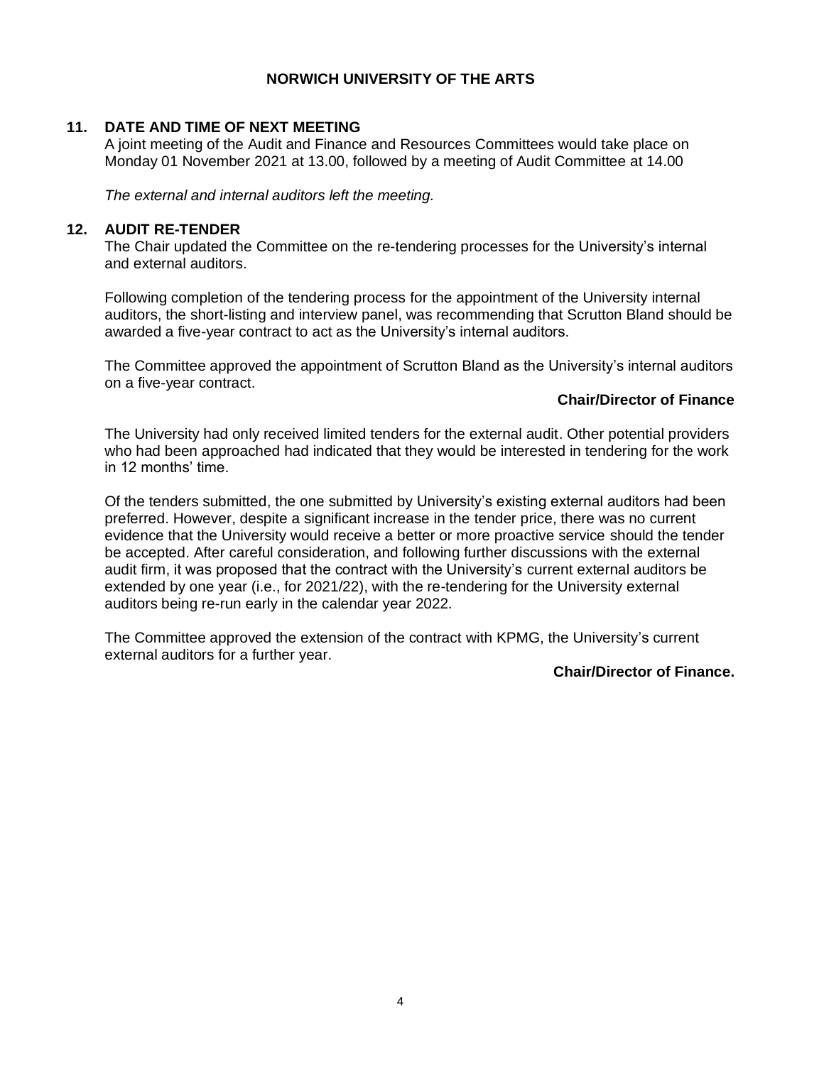**NORWICH UNIVERSITY OF THE ARTS**

### 11. DATE AND TIME OF NEXT MEETING

A joint meeting of the Audit and Finance and Resources Committees would take place on Monday 01 November 2021 at 13.00, followed by a meeting of Audit Committee at 14.00

*The external and internal auditors left the meeting.*

### 12. AUDIT RE-TENDER

The Chair updated the Committee on the re-tendering processes for the University's internal and external auditors.

Following completion of the tendering process for the appointment of the University internal auditors, the short-listing and interview panel, was recommending that Scrutton Bland should be awarded a five-year contract to act as the University's internal auditors.

The Committee approved the appointment of Scrutton Bland as the University's internal auditors on a five-year contract.

**Chair/Director of Finance**

The University had only received limited tenders for the external audit. Other potential providers who had been approached had indicated that they would be interested in tendering for the work in 12 months' time.

Of the tenders submitted, the one submitted by University's existing external auditors had been preferred. However, despite a significant increase in the tender price, there was no current evidence that the University would receive a better or more proactive service should the tender be accepted. After careful consideration, and following further discussions with the external audit firm, it was proposed that the contract with the University's current external auditors be extended by one year (i.e., for 2021/22), with the re-tendering for the University external auditors being re-run early in the calendar year 2022.

The Committee approved the extension of the contract with KPMG, the University's current external auditors for a further year.

**Chair/Director of Finance.**